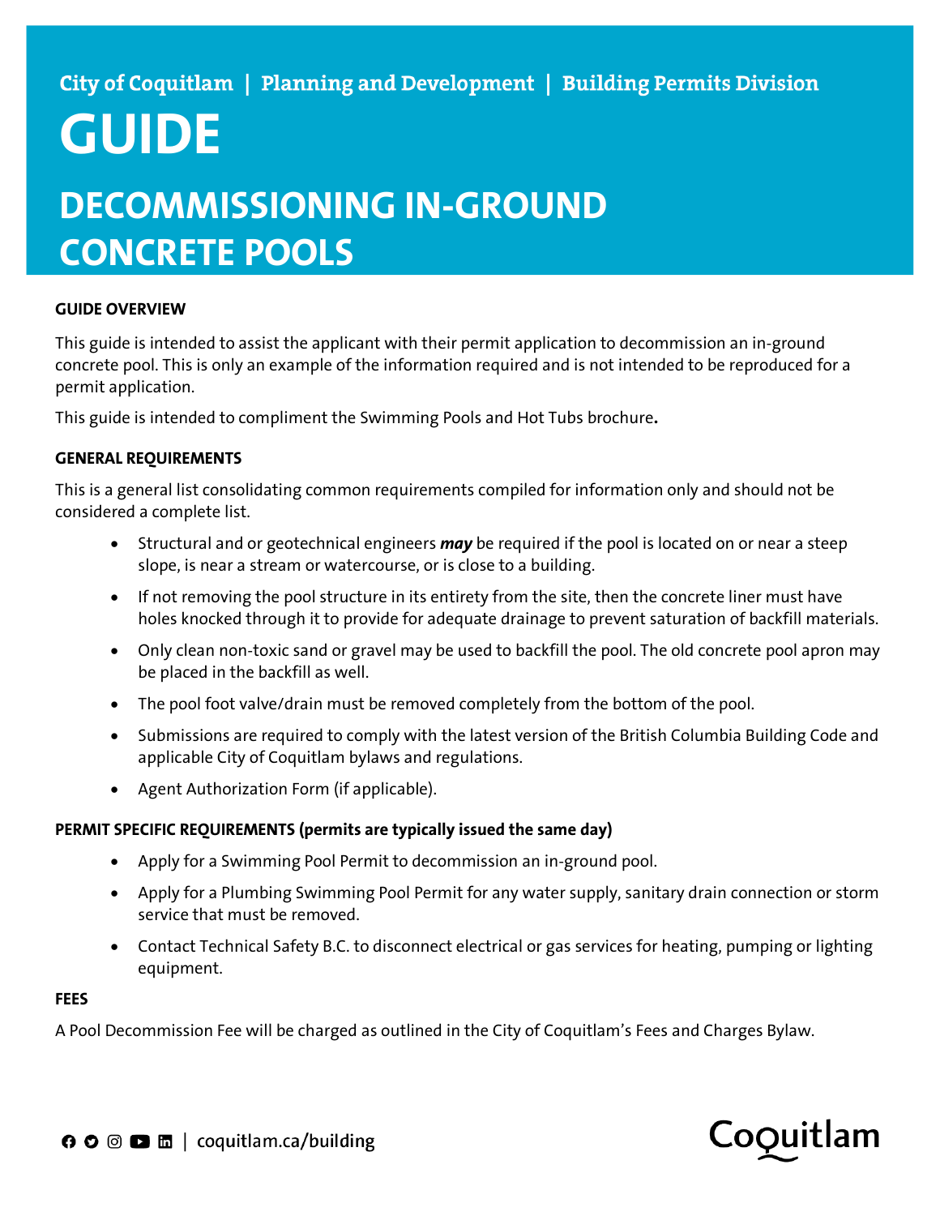City of Coquitlam | Planning and Development | Building Permits Division

# GUIDE

## DECOMMISSIONING IN-GROUND CONCRETE POOLS

**GUIDE OVERVIEW**

This guide is intended to assist the applicant with their permit application to decommission an in-ground concrete pool. This is only an example of the information required and is not intended to be reproduced for a permit application.

This guide is intended to compliment the Swimming Pools and Hot Tubs brochure**.**

**GENERAL REQUIREMENTS**

This is a general list consolidating common requirements compiled for information only and should not be considered a complete list.

- Structural and or geotechnical engineers ***may*** be required if the pool is located on or near a steep slope, is near a stream or watercourse, or is close to a building.
- If not removing the pool structure in its entirety from the site, then the concrete liner must have holes knocked through it to provide for adequate drainage to prevent saturation of backfill materials.
- Only clean non-toxic sand or gravel may be used to backfill the pool. The old concrete pool apron may be placed in the backfill as well.
- The pool foot valve/drain must be removed completely from the bottom of the pool.
- Submissions are required to comply with the latest version of the British Columbia Building Code and applicable City of Coquitlam bylaws and regulations.
- Agent Authorization Form (if applicable).

**PERMIT SPECIFIC REQUIREMENTS (permits are typically issued the same day)**

- Apply for a Swimming Pool Permit to decommission an in-ground pool.
- Apply for a Plumbing Swimming Pool Permit for any water supply, sanitary drain connection or storm service that must be removed.
- Contact Technical Safety B.C. to disconnect electrical or gas services for heating, pumping or lighting equipment.

**FEES**

A Pool Decommission Fee will be charged as outlined in the City of Coquitlam's Fees and Charges Bylaw.

coquitlam.ca/building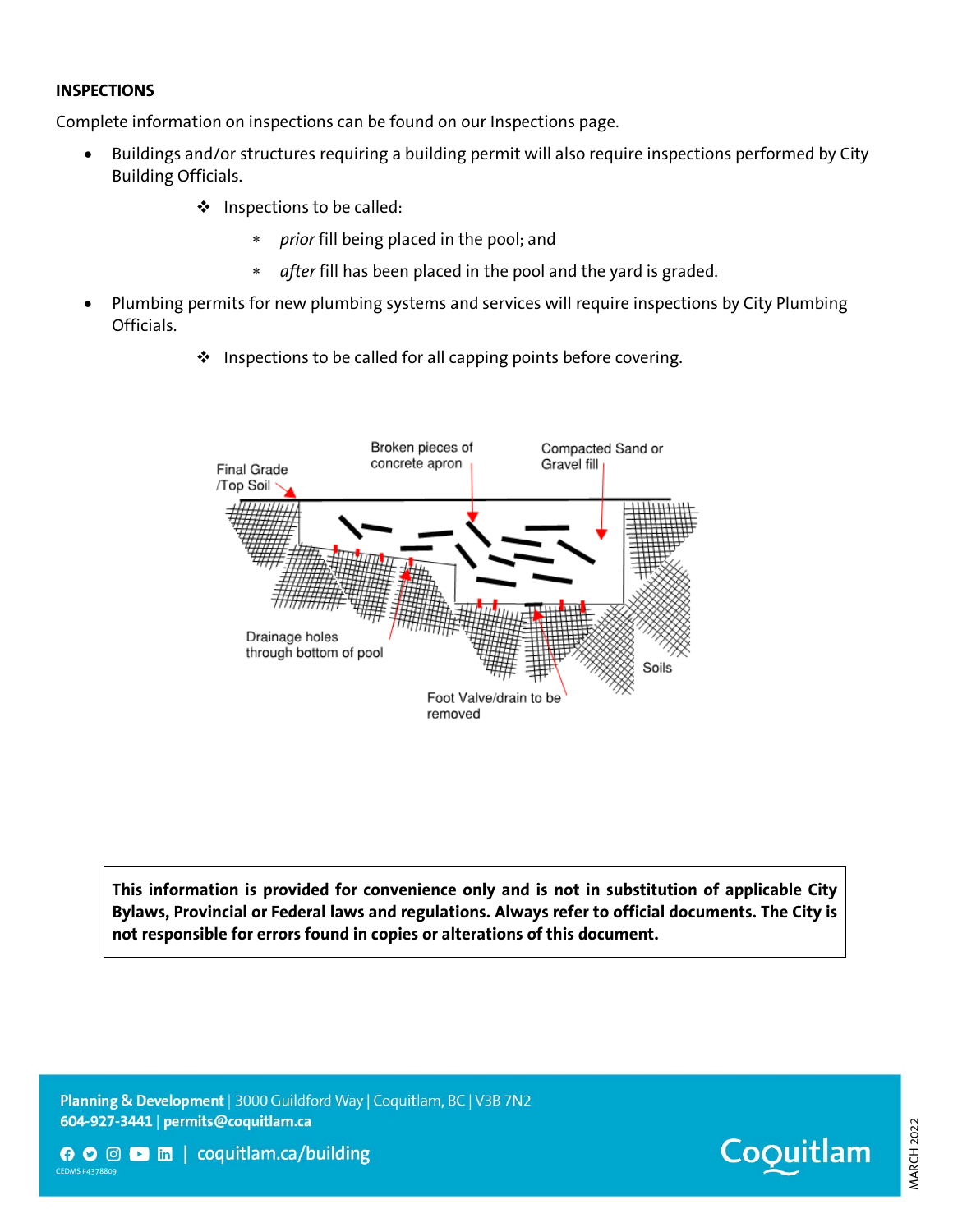## INSPECTIONS

Complete information on inspections can be found on our Inspections page.

- Buildings and/or structures requiring a building permit will also require inspections performed by City Building Officials.
  - Inspections to be called:
    - *prior* fill being placed in the pool; and
    - *after* fill has been placed in the pool and the yard is graded.
- Plumbing permits for new plumbing systems and services will require inspections by City Plumbing Officials.
  - Inspections to be called for all capping points before covering.

Final Grade /Top Soil

Broken pieces of concrete apron

Compacted Sand or Gravel fill

Drainage holes through bottom of pool

Soils

Foot Valve/drain to be removed

**This information is provided for convenience only and is not in substitution of applicable City Bylaws, Provincial or Federal laws and regulations. Always refer to official documents. The City is not responsible for errors found in copies or alterations of this document.**

**Planning & Development** | 3000 Guildford Way | Coquitlam, BC | V3B 7N2
**604-927-3441** | **permits@coquitlam.ca**
coquitlam.ca/building
CEDMS #4378809
MARCH 2022